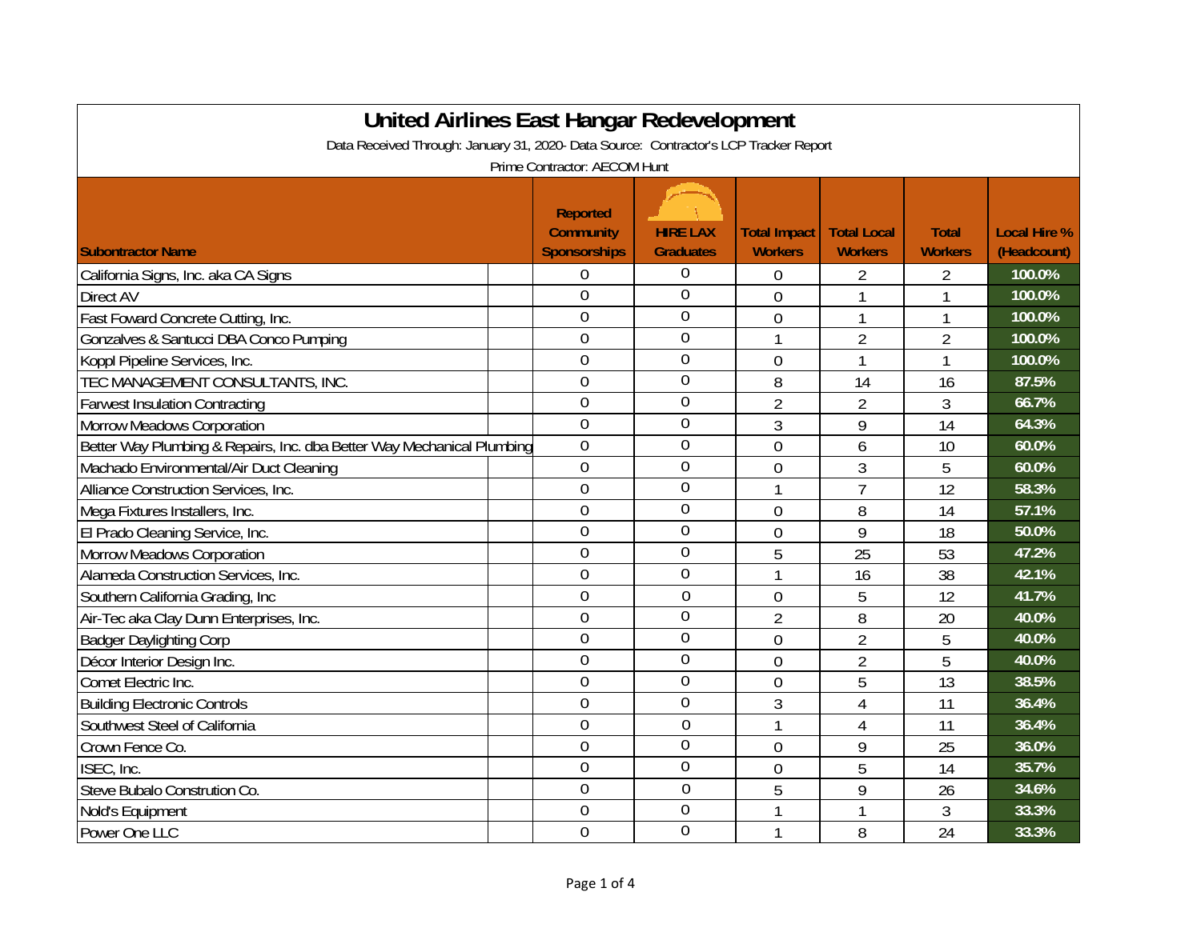# United Airlines East Hangar Redevelopment

Data Received Through: January 31, 2020- Data Source: Contractor's LCP Tracker Report

Prime Contractor: AECOM Hunt

| Subontractor Name | Reported Community Sponsorships | HIRE LAX Graduates | Total Impact Workers | Total Local Workers | Total Workers | Local Hire % (Headcount) |
|---|---|---|---|---|---|---|
| California Signs, Inc. aka CA Signs | 0 | 0 | 0 | 2 | 2 | 100.0% |
| Direct AV | 0 | 0 | 0 | 1 | 1 | 100.0% |
| Fast Foward Concrete Cutting, Inc. | 0 | 0 | 0 | 1 | 1 | 100.0% |
| Gonzalves & Santucci DBA Conco Pumping | 0 | 0 | 1 | 2 | 2 | 100.0% |
| Koppl Pipeline Services, Inc. | 0 | 0 | 0 | 1 | 1 | 100.0% |
| TEC MANAGEMENT CONSULTANTS, INC. | 0 | 0 | 8 | 14 | 16 | 87.5% |
| Farwest Insulation Contracting | 0 | 0 | 2 | 2 | 3 | 66.7% |
| Morrow Meadows Corporation | 0 | 0 | 3 | 9 | 14 | 64.3% |
| Better Way Plumbing & Repairs, Inc. dba Better Way Mechanical Plumbing | 0 | 0 | 0 | 6 | 10 | 60.0% |
| Machado Environmental/Air Duct Cleaning | 0 | 0 | 0 | 3 | 5 | 60.0% |
| Alliance Construction Services, Inc. | 0 | 0 | 1 | 7 | 12 | 58.3% |
| Mega Fixtures Installers, Inc. | 0 | 0 | 0 | 8 | 14 | 57.1% |
| El Prado Cleaning Service, Inc. | 0 | 0 | 0 | 9 | 18 | 50.0% |
| Morrow Meadows Corporation | 0 | 0 | 5 | 25 | 53 | 47.2% |
| Alameda Construction Services, Inc. | 0 | 0 | 1 | 16 | 38 | 42.1% |
| Southern California Grading, Inc | 0 | 0 | 0 | 5 | 12 | 41.7% |
| Air-Tec aka Clay Dunn Enterprises, Inc. | 0 | 0 | 2 | 8 | 20 | 40.0% |
| Badger Daylighting Corp | 0 | 0 | 0 | 2 | 5 | 40.0% |
| Décor Interior Design Inc. | 0 | 0 | 0 | 2 | 5 | 40.0% |
| Comet Electric Inc. | 0 | 0 | 0 | 5 | 13 | 38.5% |
| Building Electronic Controls | 0 | 0 | 3 | 4 | 11 | 36.4% |
| Southwest Steel of California | 0 | 0 | 1 | 4 | 11 | 36.4% |
| Crown Fence Co. | 0 | 0 | 0 | 9 | 25 | 36.0% |
| ISEC, Inc. | 0 | 0 | 0 | 5 | 14 | 35.7% |
| Steve Bubalo Constrution Co. | 0 | 0 | 5 | 9 | 26 | 34.6% |
| Nold's Equipment | 0 | 0 | 1 | 1 | 3 | 33.3% |
| Power One LLC | 0 | 0 | 1 | 8 | 24 | 33.3% |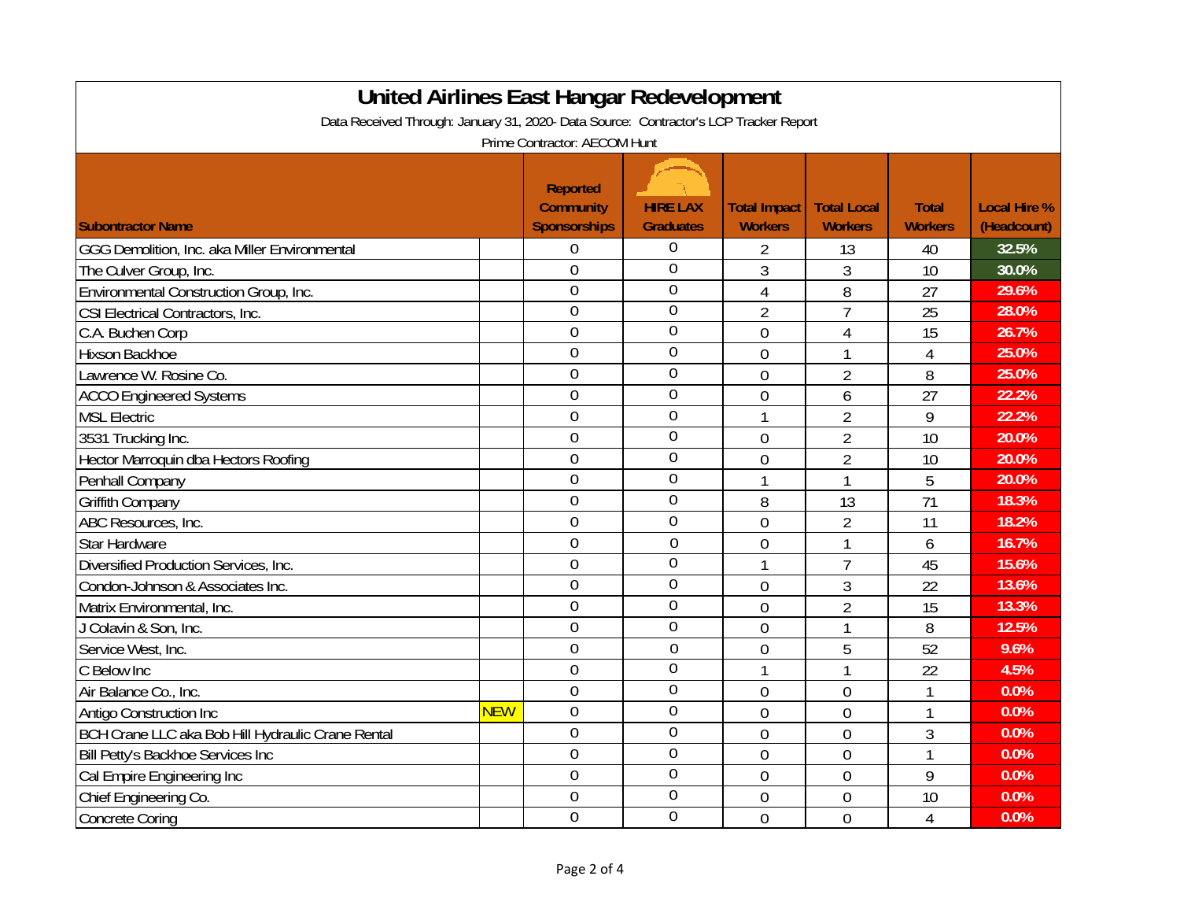# United Airlines East Hangar Redevelopment

Data Received Through: January 31, 2020- Data Source: Contractor's LCP Tracker Report

Prime Contractor: AECOM Hunt

| Subontractor Name | | Reported Community Sponsorships | HIRE LAX Graduates | Total Impact Workers | Total Local Workers | Total Workers | Local Hire % (Headcount) |
|---|---|---|---|---|---|---|---|
| GGG Demolition, Inc. aka Miller Environmental | | 0 | 0 | 2 | 13 | 40 | 32.5% |
| The Culver Group, Inc. | | 0 | 0 | 3 | 3 | 10 | 30.0% |
| Environmental Construction Group, Inc. | | 0 | 0 | 4 | 8 | 27 | 29.6% |
| CSI Electrical Contractors, Inc. | | 0 | 0 | 2 | 7 | 25 | 28.0% |
| C.A. Buchen Corp | | 0 | 0 | 0 | 4 | 15 | 26.7% |
| Hixson Backhoe | | 0 | 0 | 0 | 1 | 4 | 25.0% |
| Lawrence W. Rosine Co. | | 0 | 0 | 0 | 2 | 8 | 25.0% |
| ACCO Engineered Systems | | 0 | 0 | 0 | 6 | 27 | 22.2% |
| MSL Electric | | 0 | 0 | 1 | 2 | 9 | 22.2% |
| 3531 Trucking Inc. | | 0 | 0 | 0 | 2 | 10 | 20.0% |
| Hector Marroquin dba Hectors Roofing | | 0 | 0 | 0 | 2 | 10 | 20.0% |
| Penhall Company | | 0 | 0 | 1 | 1 | 5 | 20.0% |
| Griffith Company | | 0 | 0 | 8 | 13 | 71 | 18.3% |
| ABC Resources, Inc. | | 0 | 0 | 0 | 2 | 11 | 18.2% |
| Star Hardware | | 0 | 0 | 0 | 1 | 6 | 16.7% |
| Diversified Production Services, Inc. | | 0 | 0 | 1 | 7 | 45 | 15.6% |
| Condon-Johnson & Associates Inc. | | 0 | 0 | 0 | 3 | 22 | 13.6% |
| Matrix Environmental, Inc. | | 0 | 0 | 0 | 2 | 15 | 13.3% |
| J Colavin & Son, Inc. | | 0 | 0 | 0 | 1 | 8 | 12.5% |
| Service West, Inc. | | 0 | 0 | 0 | 5 | 52 | 9.6% |
| C Below Inc | | 0 | 0 | 1 | 1 | 22 | 4.5% |
| Air Balance Co., Inc. | | 0 | 0 | 0 | 0 | 1 | 0.0% |
| Antigo Construction Inc | NEW | 0 | 0 | 0 | 0 | 1 | 0.0% |
| BCH Crane LLC aka Bob Hill Hydraulic Crane Rental | | 0 | 0 | 0 | 0 | 3 | 0.0% |
| Bill Petty's Backhoe Services Inc | | 0 | 0 | 0 | 0 | 1 | 0.0% |
| Cal Empire Engineering Inc | | 0 | 0 | 0 | 0 | 9 | 0.0% |
| Chief Engineering Co. | | 0 | 0 | 0 | 0 | 10 | 0.0% |
| Concrete Coring | | 0 | 0 | 0 | 0 | 4 | 0.0% |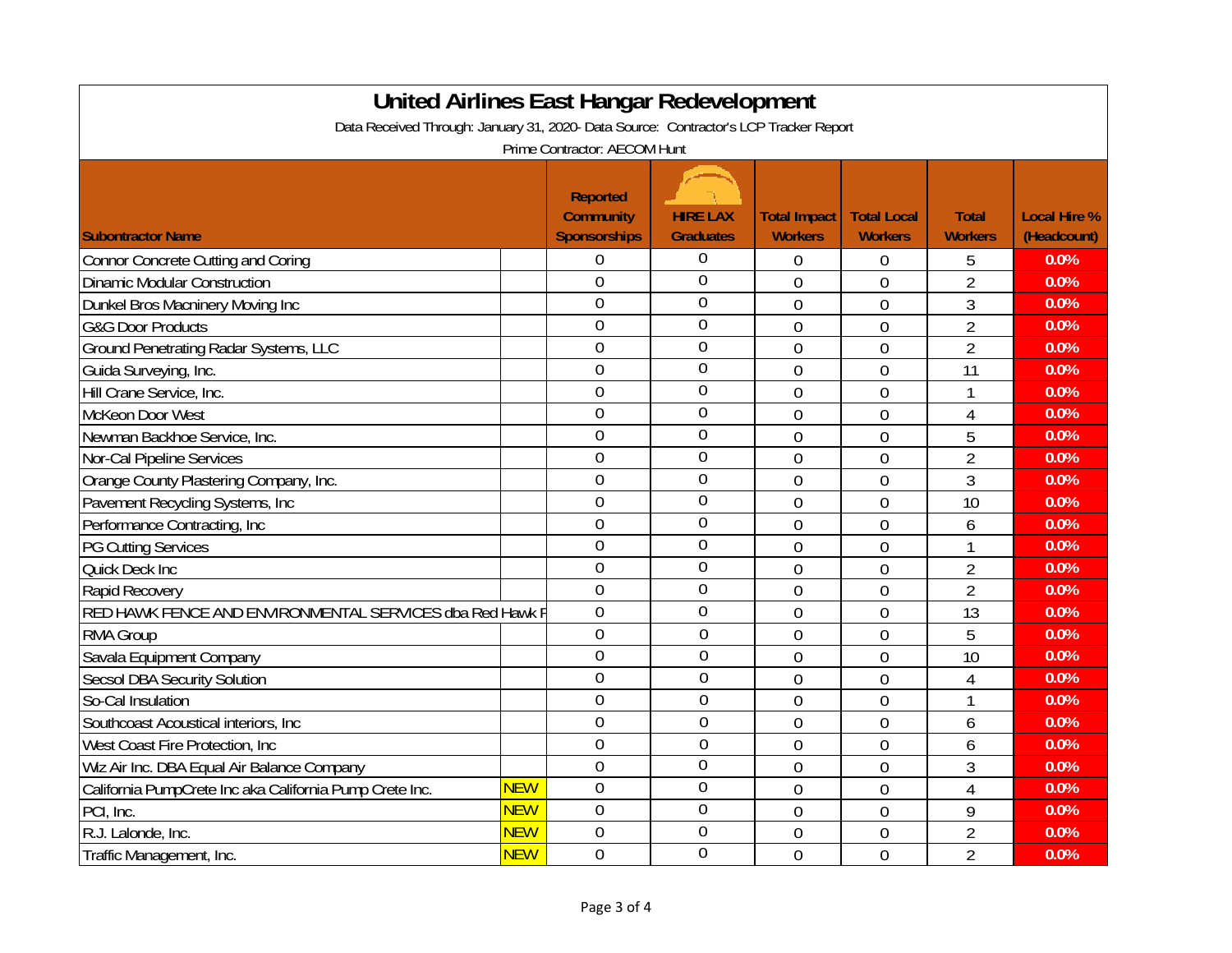# United Airlines East Hangar Redevelopment

Data Received Through: January 31, 2020- Data Source: Contractor's LCP Tracker Report

Prime Contractor: AECOM Hunt

| Subontractor Name | | Reported Community Sponsorships | HIRE LAX Graduates | Total Impact Workers | Total Local Workers | Total Workers | Local Hire % (Headcount) |
|---|---|---|---|---|---|---|---|
| Connor Concrete Cutting and Coring | | 0 | 0 | 0 | 0 | 5 | 0.0% |
| Dinamic Modular Construction | | 0 | 0 | 0 | 0 | 2 | 0.0% |
| Dunkel Bros Macninery Moving Inc | | 0 | 0 | 0 | 0 | 3 | 0.0% |
| G&G Door Products | | 0 | 0 | 0 | 0 | 2 | 0.0% |
| Ground Penetrating Radar Systems, LLC | | 0 | 0 | 0 | 0 | 2 | 0.0% |
| Guida Surveying, Inc. | | 0 | 0 | 0 | 0 | 11 | 0.0% |
| Hill Crane Service, Inc. | | 0 | 0 | 0 | 0 | 1 | 0.0% |
| McKeon Door West | | 0 | 0 | 0 | 0 | 4 | 0.0% |
| Newman Backhoe Service, Inc. | | 0 | 0 | 0 | 0 | 5 | 0.0% |
| Nor-Cal Pipeline Services | | 0 | 0 | 0 | 0 | 2 | 0.0% |
| Orange County Plastering Company, Inc. | | 0 | 0 | 0 | 0 | 3 | 0.0% |
| Pavement Recycling Systems, Inc | | 0 | 0 | 0 | 0 | 10 | 0.0% |
| Performance Contracting, Inc | | 0 | 0 | 0 | 0 | 6 | 0.0% |
| PG Cutting Services | | 0 | 0 | 0 | 0 | 1 | 0.0% |
| Quick Deck Inc | | 0 | 0 | 0 | 0 | 2 | 0.0% |
| Rapid Recovery | | 0 | 0 | 0 | 0 | 2 | 0.0% |
| RED HAWK FENCE AND ENVIRONMENTAL SERVICES dba Red Hawk F | | 0 | 0 | 0 | 0 | 13 | 0.0% |
| RMA Group | | 0 | 0 | 0 | 0 | 5 | 0.0% |
| Savala Equipment Company | | 0 | 0 | 0 | 0 | 10 | 0.0% |
| Secsol DBA Security Solution | | 0 | 0 | 0 | 0 | 4 | 0.0% |
| So-Cal Insulation | | 0 | 0 | 0 | 0 | 1 | 0.0% |
| Southcoast Acoustical interiors, Inc | | 0 | 0 | 0 | 0 | 6 | 0.0% |
| West Coast Fire Protection, Inc | | 0 | 0 | 0 | 0 | 6 | 0.0% |
| Wiz Air Inc. DBA Equal Air Balance Company | | 0 | 0 | 0 | 0 | 3 | 0.0% |
| California PumpCrete Inc aka California Pump Crete Inc. | NEW | 0 | 0 | 0 | 0 | 4 | 0.0% |
| PCI, Inc. | NEW | 0 | 0 | 0 | 0 | 9 | 0.0% |
| R.J. Lalonde, Inc. | NEW | 0 | 0 | 0 | 0 | 2 | 0.0% |
| Traffic Management, Inc. | NEW | 0 | 0 | 0 | 0 | 2 | 0.0% |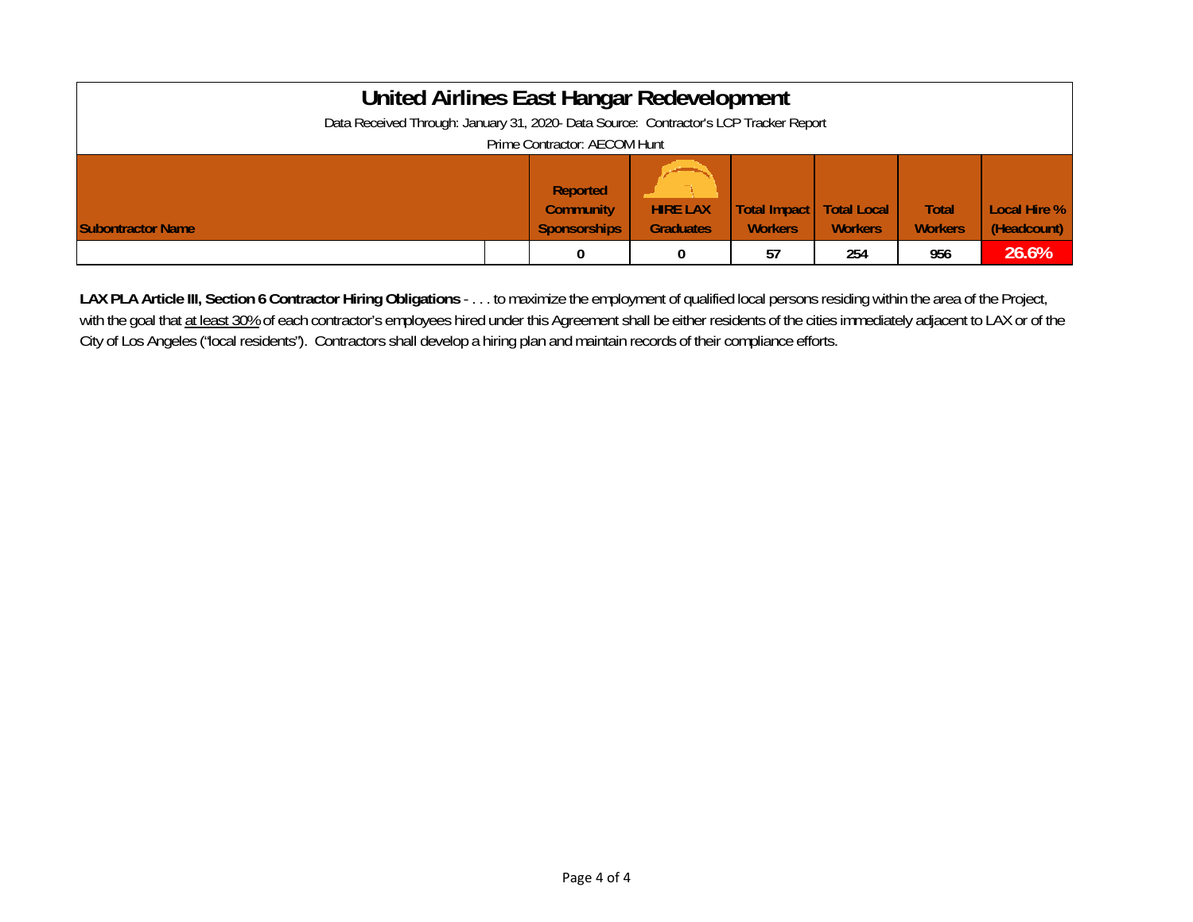| United Airlines East Hangar Redevelopment | | | | | | | |
|---|---|---|---|---|---|---|---|
| Data Received Through: January 31, 2020- Data Source: Contractor's LCP Tracker Report | | | | | | | |
| Prime Contractor: AECOM Hunt | | | | | | | |
| Subcontractor Name | | Reported Community Sponsorships | HIRE LAX Graduates | Total Impact Workers | Total Local Workers | Total Workers | Local Hire % (Headcount) |
| | | 0 | 0 | 57 | 254 | 956 | 26.6% |

**LAX PLA Article III, Section 6 Contractor Hiring Obligations** - . . . to maximize the employment of qualified local persons residing within the area of the Project, with the goal that at least 30% of each contractor's employees hired under this Agreement shall be either residents of the cities immediately adjacent to LAX or of the City of Los Angeles ("local residents"). Contractors shall develop a hiring plan and maintain records of their compliance efforts.